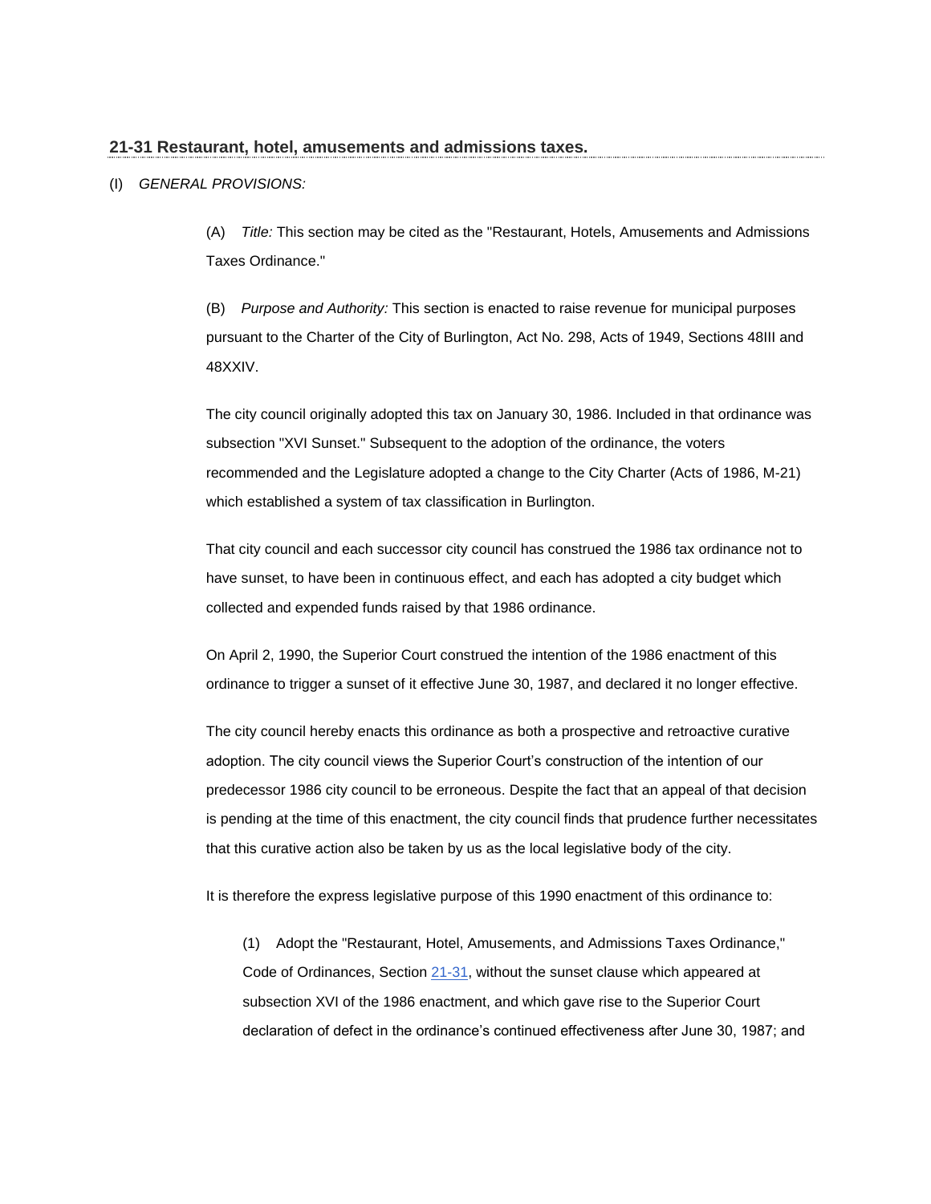## 21-31 Restaurant, hotel, amusements and admissions taxes.

(I) *GENERAL PROVISIONS:*

(A) *Title:* This section may be cited as the "Restaurant, Hotels, Amusements and Admissions Taxes Ordinance."

(B) *Purpose and Authority:* This section is enacted to raise revenue for municipal purposes pursuant to the Charter of the City of Burlington, Act No. 298, Acts of 1949, Sections 48III and 48XXIV.

The city council originally adopted this tax on January 30, 1986. Included in that ordinance was subsection "XVI Sunset." Subsequent to the adoption of the ordinance, the voters recommended and the Legislature adopted a change to the City Charter (Acts of 1986, M-21) which established a system of tax classification in Burlington.

That city council and each successor city council has construed the 1986 tax ordinance not to have sunset, to have been in continuous effect, and each has adopted a city budget which collected and expended funds raised by that 1986 ordinance.

On April 2, 1990, the Superior Court construed the intention of the 1986 enactment of this ordinance to trigger a sunset of it effective June 30, 1987, and declared it no longer effective.

The city council hereby enacts this ordinance as both a prospective and retroactive curative adoption. The city council views the Superior Court's construction of the intention of our predecessor 1986 city council to be erroneous. Despite the fact that an appeal of that decision is pending at the time of this enactment, the city council finds that prudence further necessitates that this curative action also be taken by us as the local legislative body of the city.

It is therefore the express legislative purpose of this 1990 enactment of this ordinance to:

(1) Adopt the "Restaurant, Hotel, Amusements, and Admissions Taxes Ordinance," Code of Ordinances, Section 21-31, without the sunset clause which appeared at subsection XVI of the 1986 enactment, and which gave rise to the Superior Court declaration of defect in the ordinance's continued effectiveness after June 30, 1987; and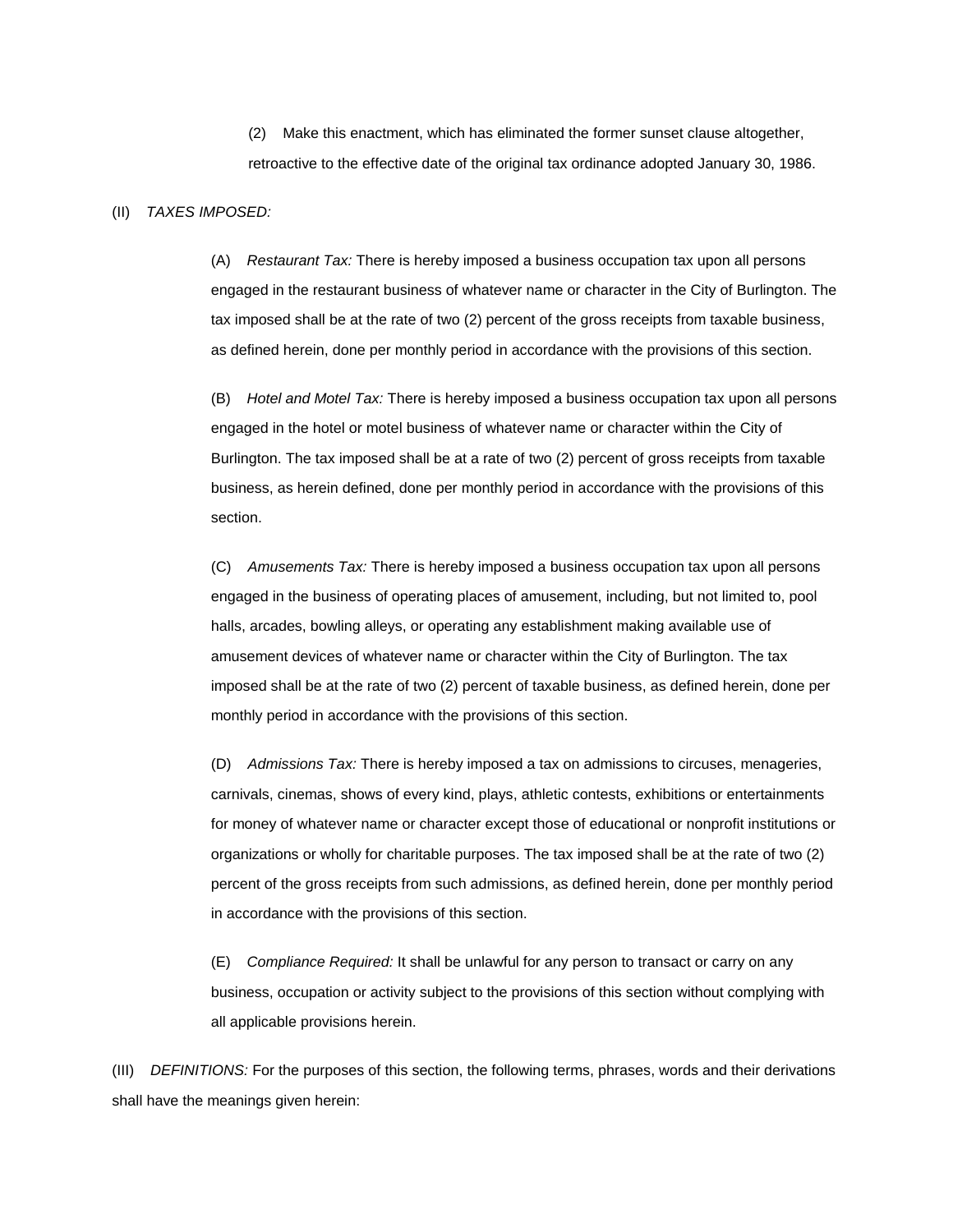(2) Make this enactment, which has eliminated the former sunset clause altogether, retroactive to the effective date of the original tax ordinance adopted January 30, 1986.

(II) *TAXES IMPOSED:*

(A) *Restaurant Tax:* There is hereby imposed a business occupation tax upon all persons engaged in the restaurant business of whatever name or character in the City of Burlington. The tax imposed shall be at the rate of two (2) percent of the gross receipts from taxable business, as defined herein, done per monthly period in accordance with the provisions of this section.

(B) *Hotel and Motel Tax:* There is hereby imposed a business occupation tax upon all persons engaged in the hotel or motel business of whatever name or character within the City of Burlington. The tax imposed shall be at a rate of two (2) percent of gross receipts from taxable business, as herein defined, done per monthly period in accordance with the provisions of this section.

(C) *Amusements Tax:* There is hereby imposed a business occupation tax upon all persons engaged in the business of operating places of amusement, including, but not limited to, pool halls, arcades, bowling alleys, or operating any establishment making available use of amusement devices of whatever name or character within the City of Burlington. The tax imposed shall be at the rate of two (2) percent of taxable business, as defined herein, done per monthly period in accordance with the provisions of this section.

(D) *Admissions Tax:* There is hereby imposed a tax on admissions to circuses, menageries, carnivals, cinemas, shows of every kind, plays, athletic contests, exhibitions or entertainments for money of whatever name or character except those of educational or nonprofit institutions or organizations or wholly for charitable purposes. The tax imposed shall be at the rate of two (2) percent of the gross receipts from such admissions, as defined herein, done per monthly period in accordance with the provisions of this section.

(E) *Compliance Required:* It shall be unlawful for any person to transact or carry on any business, occupation or activity subject to the provisions of this section without complying with all applicable provisions herein.

(III) *DEFINITIONS:* For the purposes of this section, the following terms, phrases, words and their derivations shall have the meanings given herein: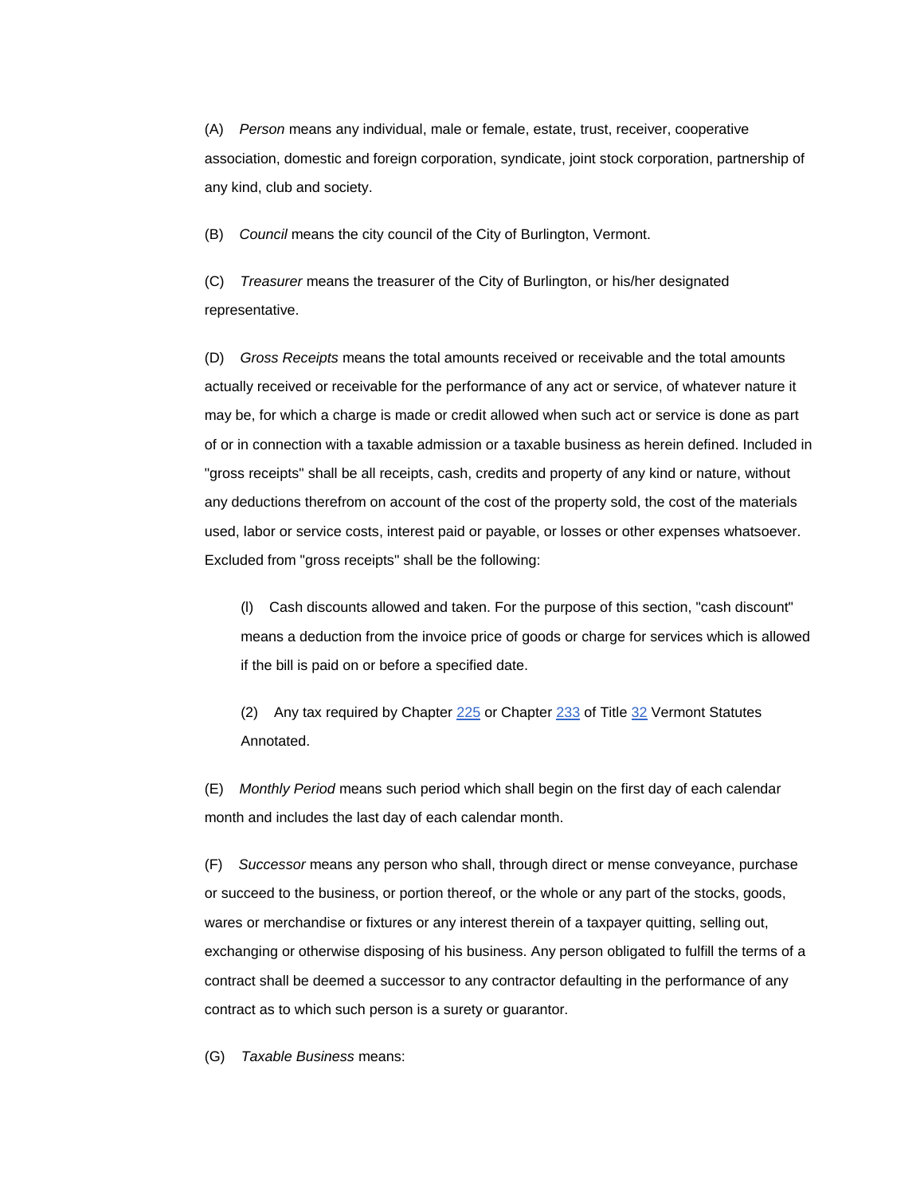(A) *Person* means any individual, male or female, estate, trust, receiver, cooperative association, domestic and foreign corporation, syndicate, joint stock corporation, partnership of any kind, club and society.

(B) *Council* means the city council of the City of Burlington, Vermont.

(C) *Treasurer* means the treasurer of the City of Burlington, or his/her designated representative.

(D) *Gross Receipts* means the total amounts received or receivable and the total amounts actually received or receivable for the performance of any act or service, of whatever nature it may be, for which a charge is made or credit allowed when such act or service is done as part of or in connection with a taxable admission or a taxable business as herein defined. Included in "gross receipts" shall be all receipts, cash, credits and property of any kind or nature, without any deductions therefrom on account of the cost of the property sold, the cost of the materials used, labor or service costs, interest paid or payable, or losses or other expenses whatsoever. Excluded from "gross receipts" shall be the following:

> (l) Cash discounts allowed and taken. For the purpose of this section, "cash discount" means a deduction from the invoice price of goods or charge for services which is allowed if the bill is paid on or before a specified date.
>
> (2) Any tax required by Chapter 225 or Chapter 233 of Title 32 Vermont Statutes Annotated.

(E) *Monthly Period* means such period which shall begin on the first day of each calendar month and includes the last day of each calendar month.

(F) *Successor* means any person who shall, through direct or mense conveyance, purchase or succeed to the business, or portion thereof, or the whole or any part of the stocks, goods, wares or merchandise or fixtures or any interest therein of a taxpayer quitting, selling out, exchanging or otherwise disposing of his business. Any person obligated to fulfill the terms of a contract shall be deemed a successor to any contractor defaulting in the performance of any contract as to which such person is a surety or guarantor.

(G) *Taxable Business* means: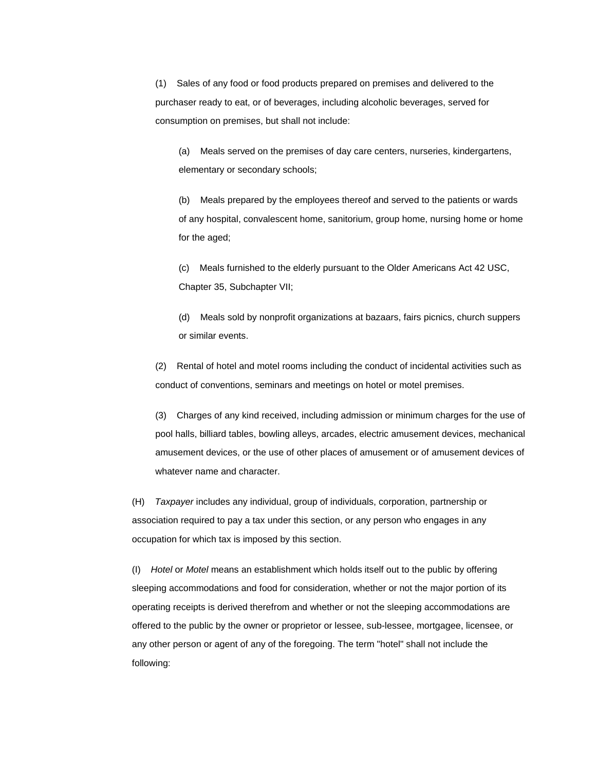(1) Sales of any food or food products prepared on premises and delivered to the purchaser ready to eat, or of beverages, including alcoholic beverages, served for consumption on premises, but shall not include:

(a) Meals served on the premises of day care centers, nurseries, kindergartens, elementary or secondary schools;

(b) Meals prepared by the employees thereof and served to the patients or wards of any hospital, convalescent home, sanitorium, group home, nursing home or home for the aged;

(c) Meals furnished to the elderly pursuant to the Older Americans Act 42 USC, Chapter 35, Subchapter VII;

(d) Meals sold by nonprofit organizations at bazaars, fairs picnics, church suppers or similar events.

(2) Rental of hotel and motel rooms including the conduct of incidental activities such as conduct of conventions, seminars and meetings on hotel or motel premises.

(3) Charges of any kind received, including admission or minimum charges for the use of pool halls, billiard tables, bowling alleys, arcades, electric amusement devices, mechanical amusement devices, or the use of other places of amusement or of amusement devices of whatever name and character.

(H) *Taxpayer* includes any individual, group of individuals, corporation, partnership or association required to pay a tax under this section, or any person who engages in any occupation for which tax is imposed by this section.

(I) *Hotel* or *Motel* means an establishment which holds itself out to the public by offering sleeping accommodations and food for consideration, whether or not the major portion of its operating receipts is derived therefrom and whether or not the sleeping accommodations are offered to the public by the owner or proprietor or lessee, sub-lessee, mortgagee, licensee, or any other person or agent of any of the foregoing. The term "hotel" shall not include the following: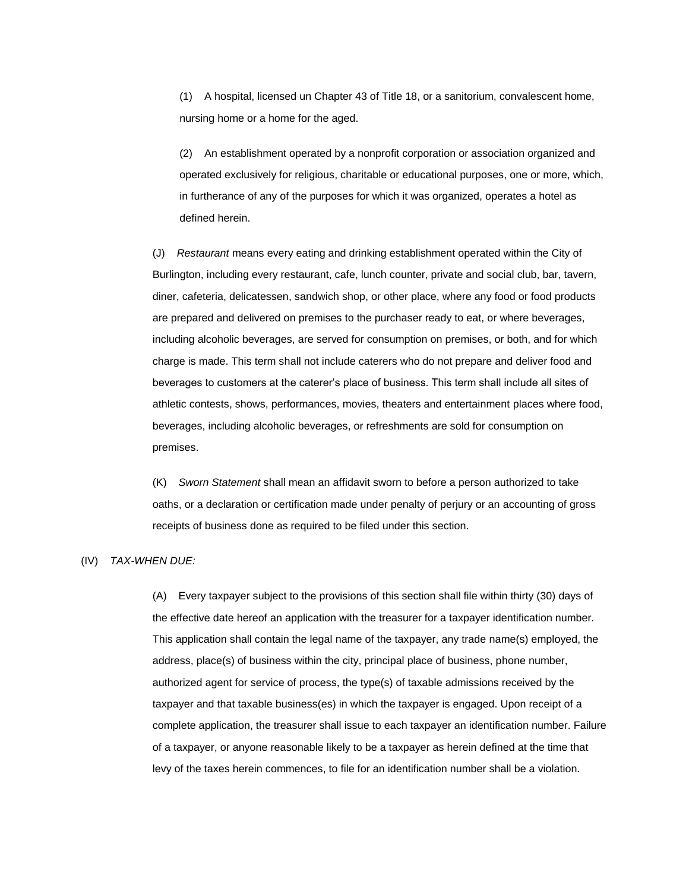(1) A hospital, licensed un Chapter 43 of Title 18, or a sanitorium, convalescent home, nursing home or a home for the aged.

(2) An establishment operated by a nonprofit corporation or association organized and operated exclusively for religious, charitable or educational purposes, one or more, which, in furtherance of any of the purposes for which it was organized, operates a hotel as defined herein.

(J) *Restaurant* means every eating and drinking establishment operated within the City of Burlington, including every restaurant, cafe, lunch counter, private and social club, bar, tavern, diner, cafeteria, delicatessen, sandwich shop, or other place, where any food or food products are prepared and delivered on premises to the purchaser ready to eat, or where beverages, including alcoholic beverages, are served for consumption on premises, or both, and for which charge is made. This term shall not include caterers who do not prepare and deliver food and beverages to customers at the caterer's place of business. This term shall include all sites of athletic contests, shows, performances, movies, theaters and entertainment places where food, beverages, including alcoholic beverages, or refreshments are sold for consumption on premises.

(K) *Sworn Statement* shall mean an affidavit sworn to before a person authorized to take oaths, or a declaration or certification made under penalty of perjury or an accounting of gross receipts of business done as required to be filed under this section.

(IV) *TAX-WHEN DUE:*

(A) Every taxpayer subject to the provisions of this section shall file within thirty (30) days of the effective date hereof an application with the treasurer for a taxpayer identification number. This application shall contain the legal name of the taxpayer, any trade name(s) employed, the address, place(s) of business within the city, principal place of business, phone number, authorized agent for service of process, the type(s) of taxable admissions received by the taxpayer and that taxable business(es) in which the taxpayer is engaged. Upon receipt of a complete application, the treasurer shall issue to each taxpayer an identification number. Failure of a taxpayer, or anyone reasonable likely to be a taxpayer as herein defined at the time that levy of the taxes herein commences, to file for an identification number shall be a violation.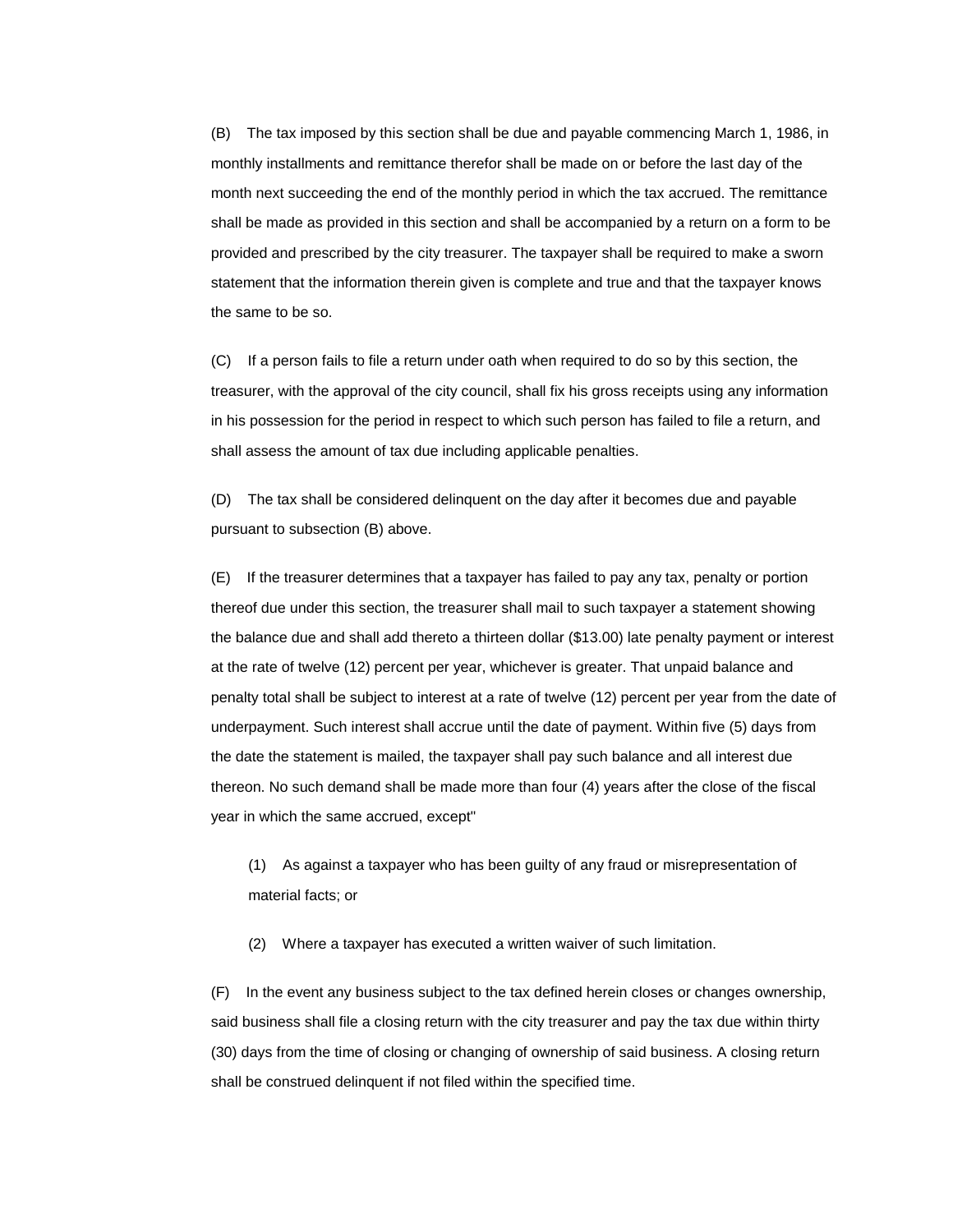(B) The tax imposed by this section shall be due and payable commencing March 1, 1986, in monthly installments and remittance therefor shall be made on or before the last day of the month next succeeding the end of the monthly period in which the tax accrued. The remittance shall be made as provided in this section and shall be accompanied by a return on a form to be provided and prescribed by the city treasurer. The taxpayer shall be required to make a sworn statement that the information therein given is complete and true and that the taxpayer knows the same to be so.

(C) If a person fails to file a return under oath when required to do so by this section, the treasurer, with the approval of the city council, shall fix his gross receipts using any information in his possession for the period in respect to which such person has failed to file a return, and shall assess the amount of tax due including applicable penalties.

(D) The tax shall be considered delinquent on the day after it becomes due and payable pursuant to subsection (B) above.

(E) If the treasurer determines that a taxpayer has failed to pay any tax, penalty or portion thereof due under this section, the treasurer shall mail to such taxpayer a statement showing the balance due and shall add thereto a thirteen dollar ($13.00) late penalty payment or interest at the rate of twelve (12) percent per year, whichever is greater. That unpaid balance and penalty total shall be subject to interest at a rate of twelve (12) percent per year from the date of underpayment. Such interest shall accrue until the date of payment. Within five (5) days from the date the statement is mailed, the taxpayer shall pay such balance and all interest due thereon. No such demand shall be made more than four (4) years after the close of the fiscal year in which the same accrued, except"

> (1) As against a taxpayer who has been guilty of any fraud or misrepresentation of material facts; or
>
> (2) Where a taxpayer has executed a written waiver of such limitation.

(F) In the event any business subject to the tax defined herein closes or changes ownership, said business shall file a closing return with the city treasurer and pay the tax due within thirty (30) days from the time of closing or changing of ownership of said business. A closing return shall be construed delinquent if not filed within the specified time.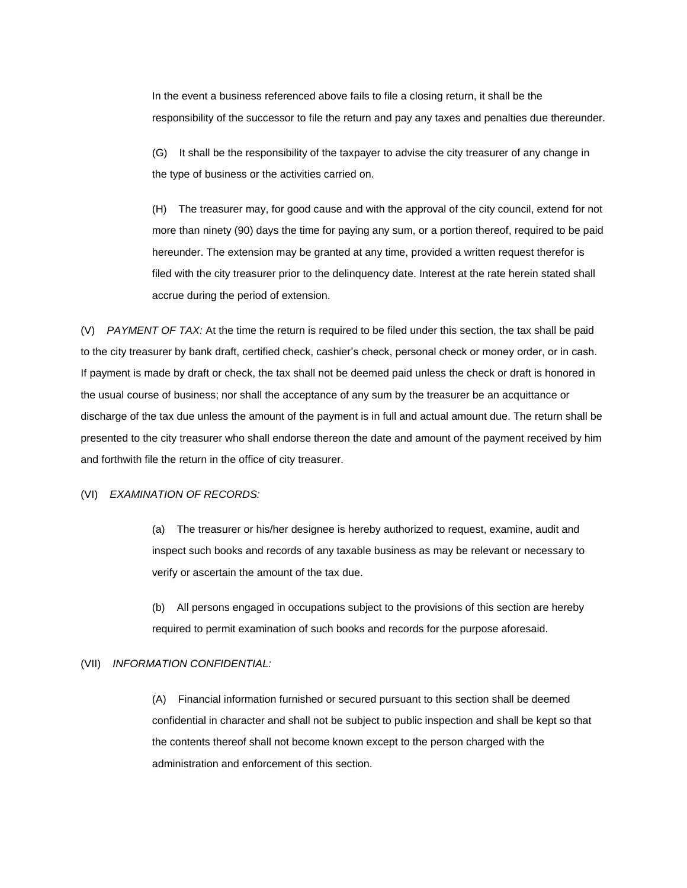In the event a business referenced above fails to file a closing return, it shall be the responsibility of the successor to file the return and pay any taxes and penalties due thereunder.

(G) It shall be the responsibility of the taxpayer to advise the city treasurer of any change in the type of business or the activities carried on.

(H) The treasurer may, for good cause and with the approval of the city council, extend for not more than ninety (90) days the time for paying any sum, or a portion thereof, required to be paid hereunder. The extension may be granted at any time, provided a written request therefor is filed with the city treasurer prior to the delinquency date. Interest at the rate herein stated shall accrue during the period of extension.

(V) *PAYMENT OF TAX:* At the time the return is required to be filed under this section, the tax shall be paid to the city treasurer by bank draft, certified check, cashier's check, personal check or money order, or in cash. If payment is made by draft or check, the tax shall not be deemed paid unless the check or draft is honored in the usual course of business; nor shall the acceptance of any sum by the treasurer be an acquittance or discharge of the tax due unless the amount of the payment is in full and actual amount due. The return shall be presented to the city treasurer who shall endorse thereon the date and amount of the payment received by him and forthwith file the return in the office of city treasurer.

(VI) *EXAMINATION OF RECORDS:*

(a) The treasurer or his/her designee is hereby authorized to request, examine, audit and inspect such books and records of any taxable business as may be relevant or necessary to verify or ascertain the amount of the tax due.

(b) All persons engaged in occupations subject to the provisions of this section are hereby required to permit examination of such books and records for the purpose aforesaid.

(VII) *INFORMATION CONFIDENTIAL:*

(A) Financial information furnished or secured pursuant to this section shall be deemed confidential in character and shall not be subject to public inspection and shall be kept so that the contents thereof shall not become known except to the person charged with the administration and enforcement of this section.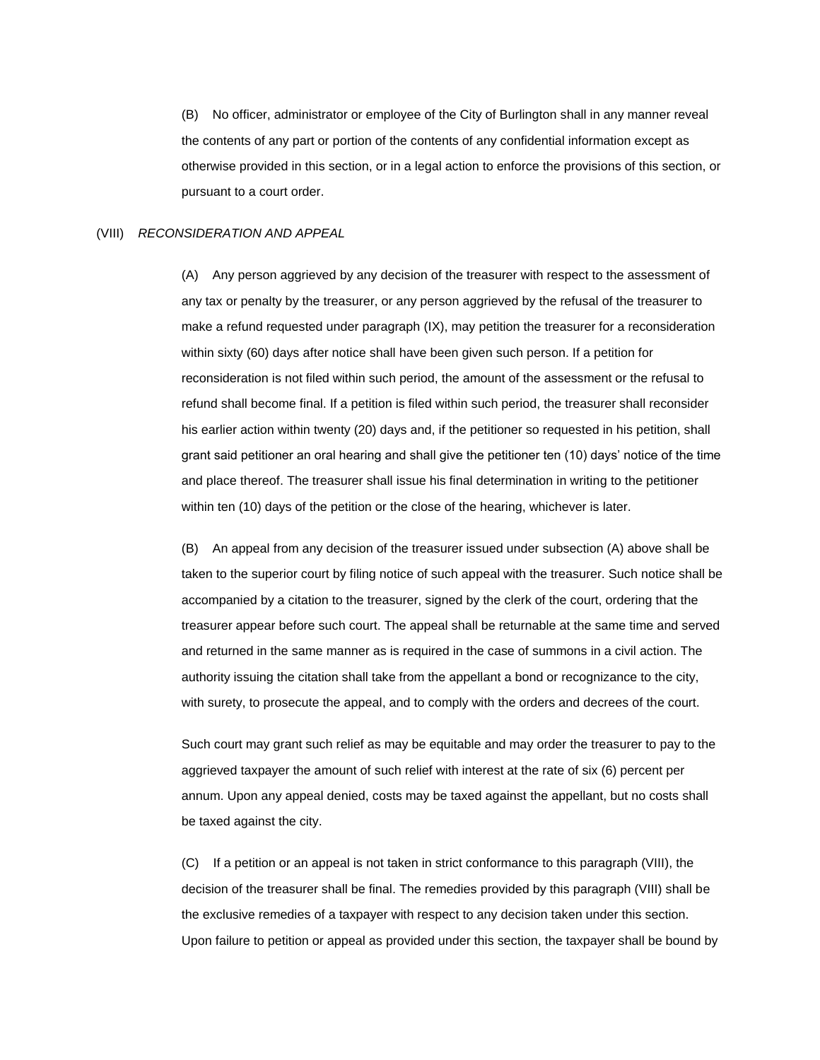(B) No officer, administrator or employee of the City of Burlington shall in any manner reveal the contents of any part or portion of the contents of any confidential information except as otherwise provided in this section, or in a legal action to enforce the provisions of this section, or pursuant to a court order.

(VIII) *RECONSIDERATION AND APPEAL*

(A) Any person aggrieved by any decision of the treasurer with respect to the assessment of any tax or penalty by the treasurer, or any person aggrieved by the refusal of the treasurer to make a refund requested under paragraph (IX), may petition the treasurer for a reconsideration within sixty (60) days after notice shall have been given such person. If a petition for reconsideration is not filed within such period, the amount of the assessment or the refusal to refund shall become final. If a petition is filed within such period, the treasurer shall reconsider his earlier action within twenty (20) days and, if the petitioner so requested in his petition, shall grant said petitioner an oral hearing and shall give the petitioner ten (10) days' notice of the time and place thereof. The treasurer shall issue his final determination in writing to the petitioner within ten (10) days of the petition or the close of the hearing, whichever is later.

(B) An appeal from any decision of the treasurer issued under subsection (A) above shall be taken to the superior court by filing notice of such appeal with the treasurer. Such notice shall be accompanied by a citation to the treasurer, signed by the clerk of the court, ordering that the treasurer appear before such court. The appeal shall be returnable at the same time and served and returned in the same manner as is required in the case of summons in a civil action. The authority issuing the citation shall take from the appellant a bond or recognizance to the city, with surety, to prosecute the appeal, and to comply with the orders and decrees of the court.

Such court may grant such relief as may be equitable and may order the treasurer to pay to the aggrieved taxpayer the amount of such relief with interest at the rate of six (6) percent per annum. Upon any appeal denied, costs may be taxed against the appellant, but no costs shall be taxed against the city.

(C) If a petition or an appeal is not taken in strict conformance to this paragraph (VIII), the decision of the treasurer shall be final. The remedies provided by this paragraph (VIII) shall be the exclusive remedies of a taxpayer with respect to any decision taken under this section. Upon failure to petition or appeal as provided under this section, the taxpayer shall be bound by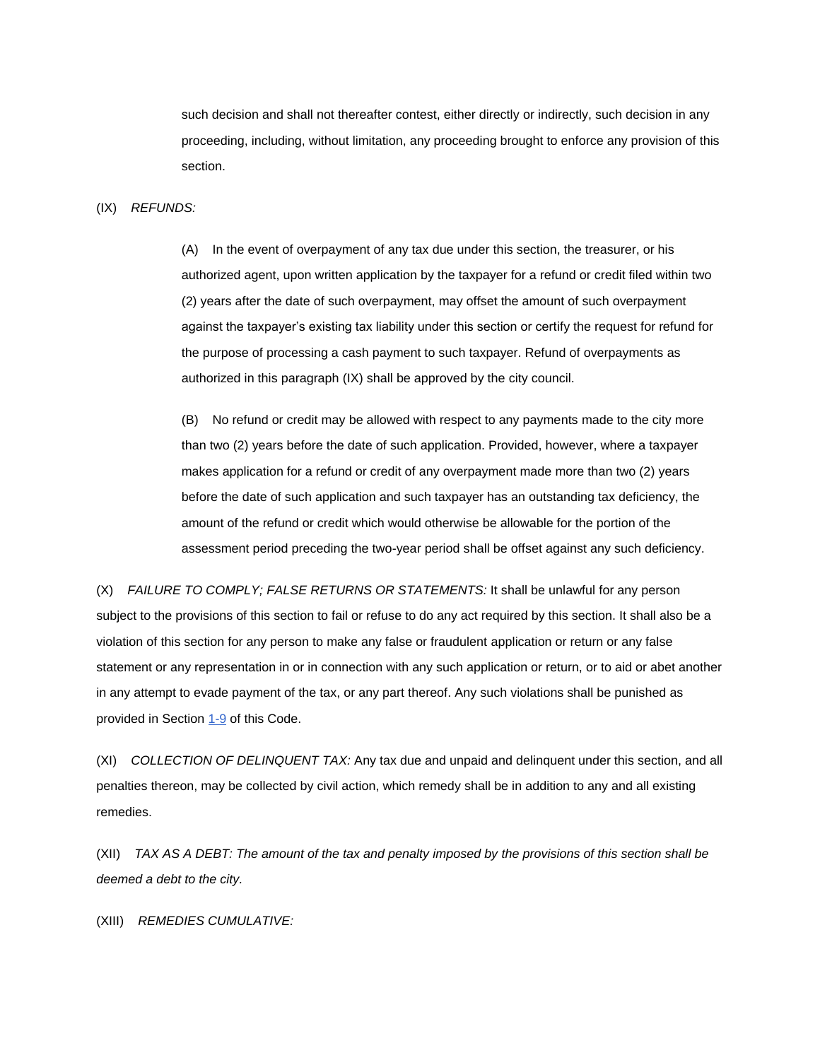such decision and shall not thereafter contest, either directly or indirectly, such decision in any proceeding, including, without limitation, any proceeding brought to enforce any provision of this section.

(IX) *REFUNDS:*

(A) In the event of overpayment of any tax due under this section, the treasurer, or his authorized agent, upon written application by the taxpayer for a refund or credit filed within two (2) years after the date of such overpayment, may offset the amount of such overpayment against the taxpayer's existing tax liability under this section or certify the request for refund for the purpose of processing a cash payment to such taxpayer. Refund of overpayments as authorized in this paragraph (IX) shall be approved by the city council.

(B) No refund or credit may be allowed with respect to any payments made to the city more than two (2) years before the date of such application. Provided, however, where a taxpayer makes application for a refund or credit of any overpayment made more than two (2) years before the date of such application and such taxpayer has an outstanding tax deficiency, the amount of the refund or credit which would otherwise be allowable for the portion of the assessment period preceding the two-year period shall be offset against any such deficiency.

(X) *FAILURE TO COMPLY; FALSE RETURNS OR STATEMENTS:* It shall be unlawful for any person subject to the provisions of this section to fail or refuse to do any act required by this section. It shall also be a violation of this section for any person to make any false or fraudulent application or return or any false statement or any representation in or in connection with any such application or return, or to aid or abet another in any attempt to evade payment of the tax, or any part thereof. Any such violations shall be punished as provided in Section 1-9 of this Code.

(XI) *COLLECTION OF DELINQUENT TAX:* Any tax due and unpaid and delinquent under this section, and all penalties thereon, may be collected by civil action, which remedy shall be in addition to any and all existing remedies.

(XII) *TAX AS A DEBT: The amount of the tax and penalty imposed by the provisions of this section shall be deemed a debt to the city.*

(XIII) *REMEDIES CUMULATIVE:*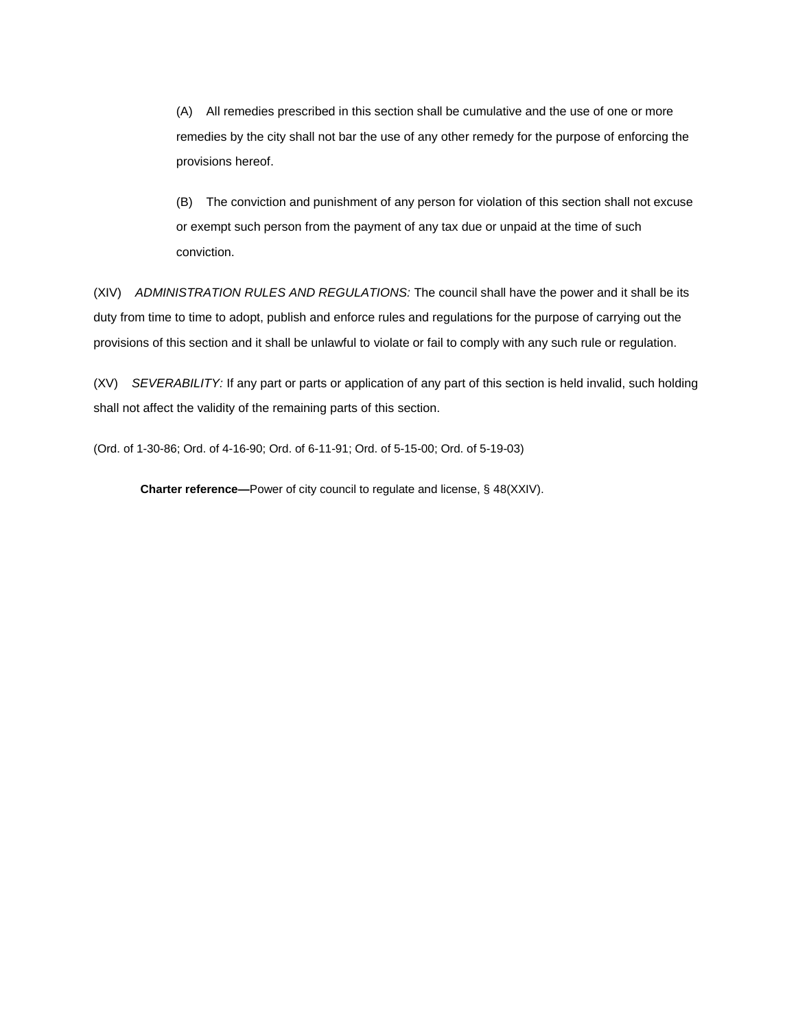(A) All remedies prescribed in this section shall be cumulative and the use of one or more remedies by the city shall not bar the use of any other remedy for the purpose of enforcing the provisions hereof.

(B) The conviction and punishment of any person for violation of this section shall not excuse or exempt such person from the payment of any tax due or unpaid at the time of such conviction.

(XIV) *ADMINISTRATION RULES AND REGULATIONS:* The council shall have the power and it shall be its duty from time to time to adopt, publish and enforce rules and regulations for the purpose of carrying out the provisions of this section and it shall be unlawful to violate or fail to comply with any such rule or regulation.

(XV) *SEVERABILITY:* If any part or parts or application of any part of this section is held invalid, such holding shall not affect the validity of the remaining parts of this section.

(Ord. of 1-30-86; Ord. of 4-16-90; Ord. of 6-11-91; Ord. of 5-15-00; Ord. of 5-19-03)

**Charter reference—**Power of city council to regulate and license, § 48(XXIV).